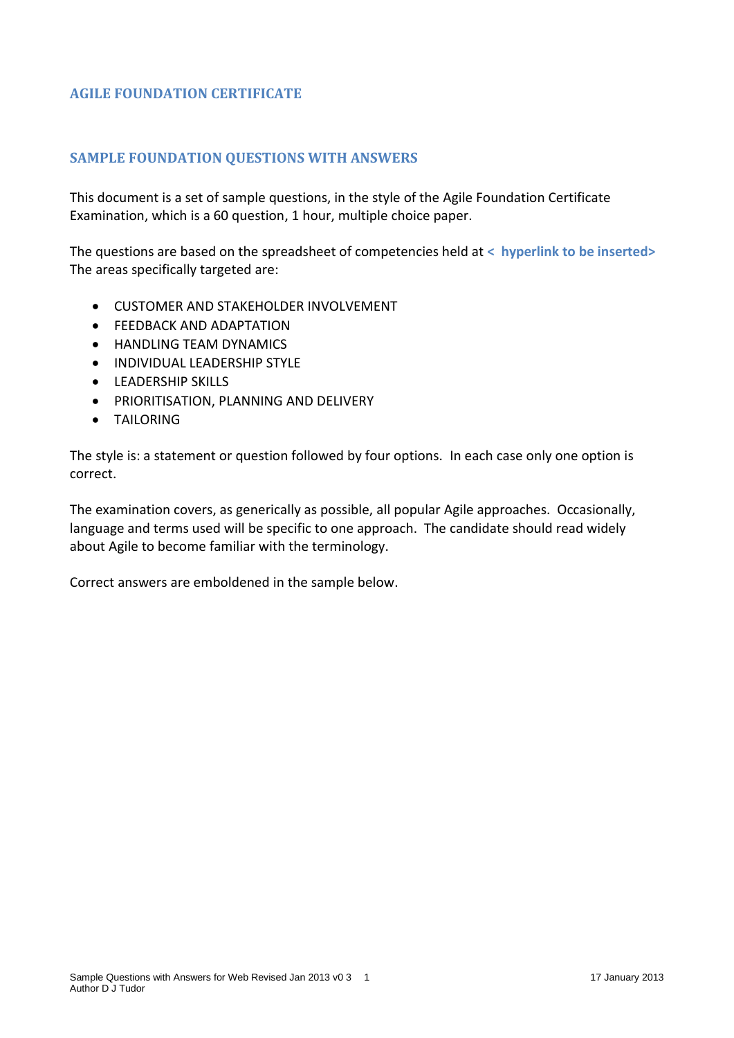# AGILE FOUNDATION CERTIFICATE

## SAMPLE FOUNDATION QUESTIONS WITH ANSWERS

This document is a set of sample questions, in the style of the Agile Foundation Certificate Examination, which is a 60 question, 1 hour, multiple choice paper.

The questions are based on the spreadsheet of competencies held at **< hyperlink to be inserted>** The areas specifically targeted are:

- CUSTOMER AND STAKEHOLDER INVOLVEMENT
- FEEDBACK AND ADAPTATION
- HANDLING TEAM DYNAMICS
- INDIVIDUAL LEADERSHIP STYLE
- LEADERSHIP SKILLS
- PRIORITISATION, PLANNING AND DELIVERY
- TAILORING

The style is: a statement or question followed by four options. In each case only one option is correct.

The examination covers, as generically as possible, all popular Agile approaches. Occasionally, language and terms used will be specific to one approach. The candidate should read widely about Agile to become familiar with the terminology.

Correct answers are emboldened in the sample below.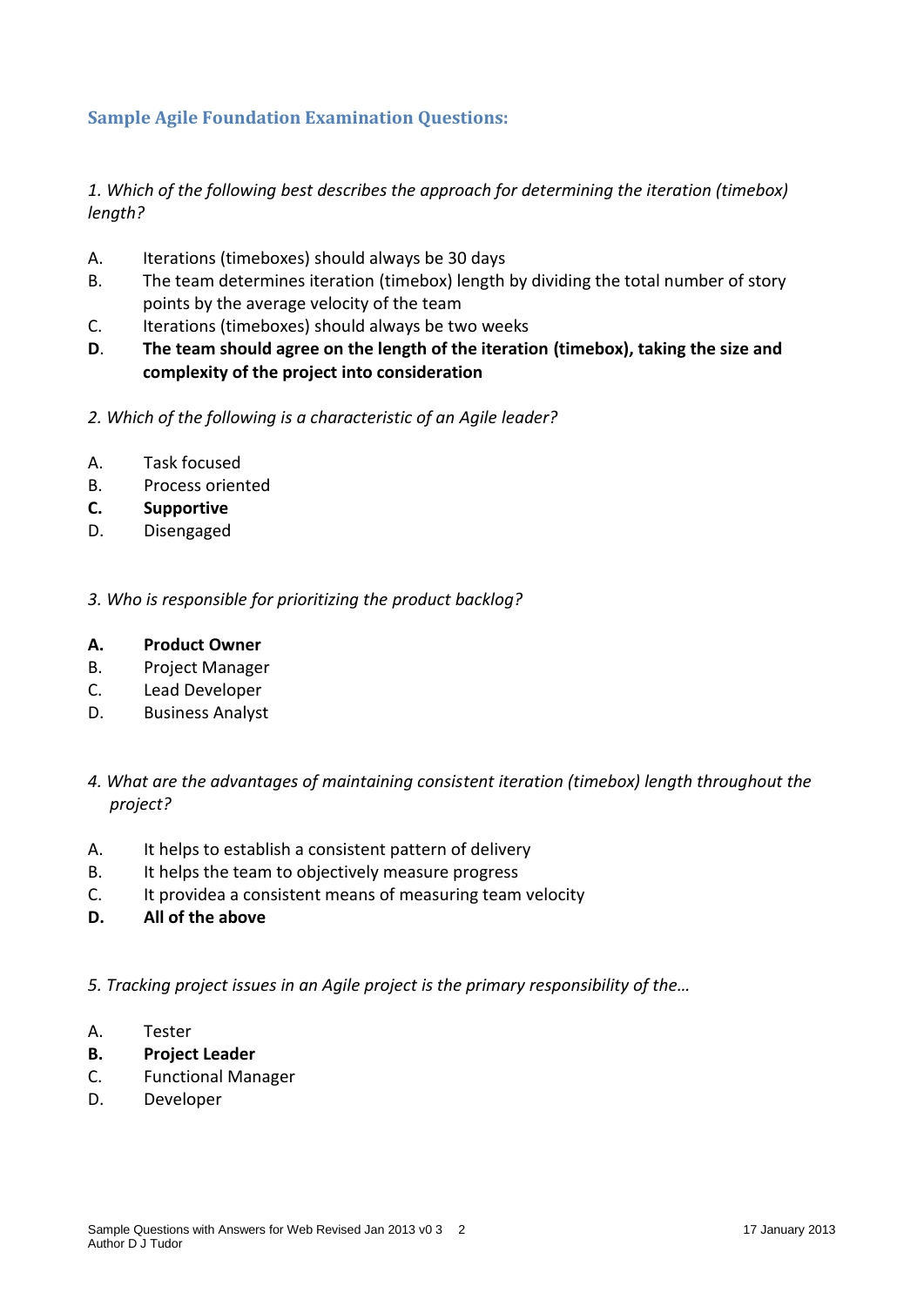## Sample Agile Foundation Examination Questions:

*1. Which of the following best describes the approach for determining the iteration (timebox) length?*

A. Iterations (timeboxes) should always be 30 days
B. The team determines iteration (timebox) length by dividing the total number of story points by the average velocity of the team
C. Iterations (timeboxes) should always be two weeks
**D**. **The team should agree on the length of the iteration (timebox), taking the size and complexity of the project into consideration**

*2. Which of the following is a characteristic of an Agile leader?*

A. Task focused
B. Process oriented
**C. Supportive**
D. Disengaged

*3. Who is responsible for prioritizing the product backlog?*

**A. Product Owner**
B. Project Manager
C. Lead Developer
D. Business Analyst

*4. What are the advantages of maintaining consistent iteration (timebox) length throughout the project?*

A. It helps to establish a consistent pattern of delivery
B. It helps the team to objectively measure progress
C. It providea a consistent means of measuring team velocity
**D. All of the above**

*5. Tracking project issues in an Agile project is the primary responsibility of the…*

A. Tester
**B. Project Leader**
C. Functional Manager
D. Developer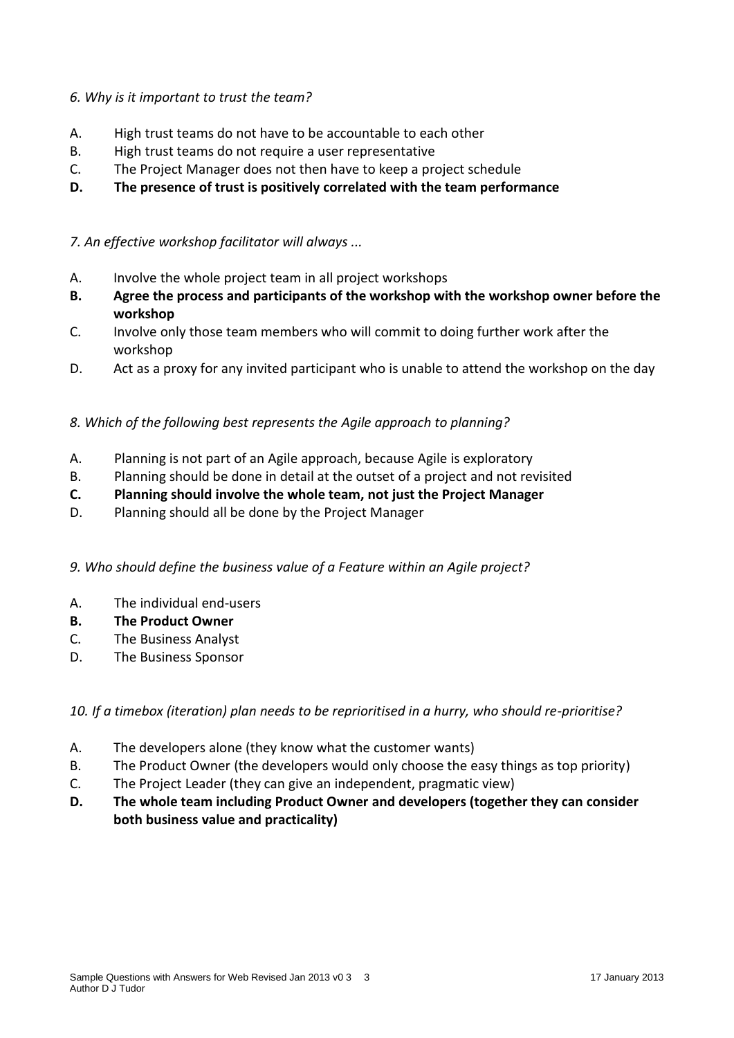*6. Why is it important to trust the team?*

A. High trust teams do not have to be accountable to each other
B. High trust teams do not require a user representative
C. The Project Manager does not then have to keep a project schedule
**D. The presence of trust is positively correlated with the team performance**

*7. An effective workshop facilitator will always ...*

A. Involve the whole project team in all project workshops
**B. Agree the process and participants of the workshop with the workshop owner before the workshop**
C. Involve only those team members who will commit to doing further work after the workshop
D. Act as a proxy for any invited participant who is unable to attend the workshop on the day

*8. Which of the following best represents the Agile approach to planning?*

A. Planning is not part of an Agile approach, because Agile is exploratory
B. Planning should be done in detail at the outset of a project and not revisited
**C. Planning should involve the whole team, not just the Project Manager**
D. Planning should all be done by the Project Manager

*9. Who should define the business value of a Feature within an Agile project?*

A. The individual end-users
**B. The Product Owner**
C. The Business Analyst
D. The Business Sponsor

*10. If a timebox (iteration) plan needs to be reprioritised in a hurry, who should re-prioritise?*

A. The developers alone (they know what the customer wants)
B. The Product Owner (the developers would only choose the easy things as top priority)
C. The Project Leader (they can give an independent, pragmatic view)
**D. The whole team including Product Owner and developers (together they can consider both business value and practicality)**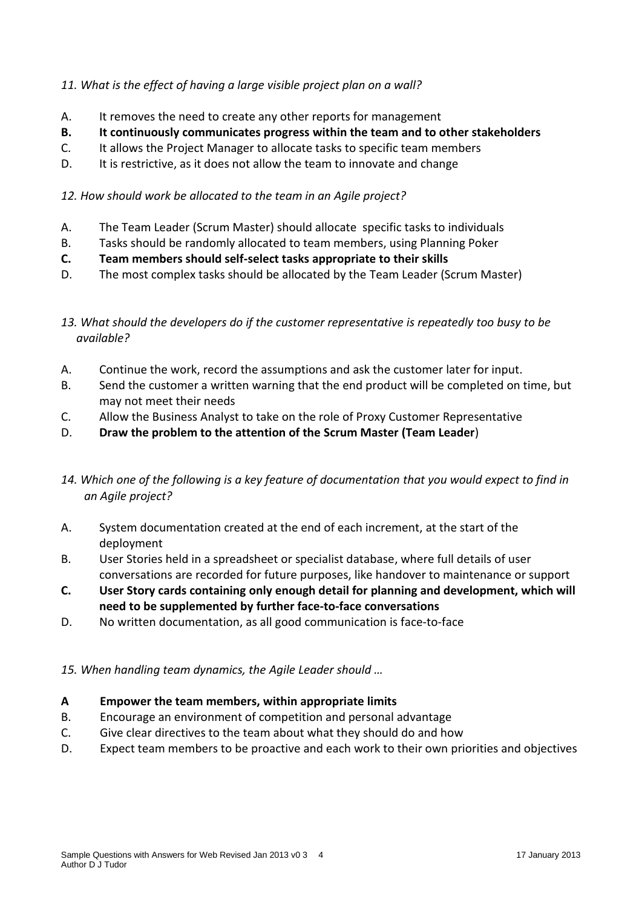*11. What is the effect of having a large visible project plan on a wall?*

A. It removes the need to create any other reports for management
**B. It continuously communicates progress within the team and to other stakeholders**
C. It allows the Project Manager to allocate tasks to specific team members
D. It is restrictive, as it does not allow the team to innovate and change

*12. How should work be allocated to the team in an Agile project?*

A. The Team Leader (Scrum Master) should allocate specific tasks to individuals
B. Tasks should be randomly allocated to team members, using Planning Poker
**C. Team members should self-select tasks appropriate to their skills**
D. The most complex tasks should be allocated by the Team Leader (Scrum Master)

*13. What should the developers do if the customer representative is repeatedly too busy to be available?*

A. Continue the work, record the assumptions and ask the customer later for input.
B. Send the customer a written warning that the end product will be completed on time, but may not meet their needs
C. Allow the Business Analyst to take on the role of Proxy Customer Representative
D. **Draw the problem to the attention of the Scrum Master (Team Leader**)

*14. Which one of the following is a key feature of documentation that you would expect to find in an Agile project?*

A. System documentation created at the end of each increment, at the start of the deployment
B. User Stories held in a spreadsheet or specialist database, where full details of user conversations are recorded for future purposes, like handover to maintenance or support
**C. User Story cards containing only enough detail for planning and development, which will need to be supplemented by further face-to-face conversations**
D. No written documentation, as all good communication is face-to-face

*15. When handling team dynamics, the Agile Leader should …*

**A Empower the team members, within appropriate limits**
B. Encourage an environment of competition and personal advantage
C. Give clear directives to the team about what they should do and how
D. Expect team members to be proactive and each work to their own priorities and objectives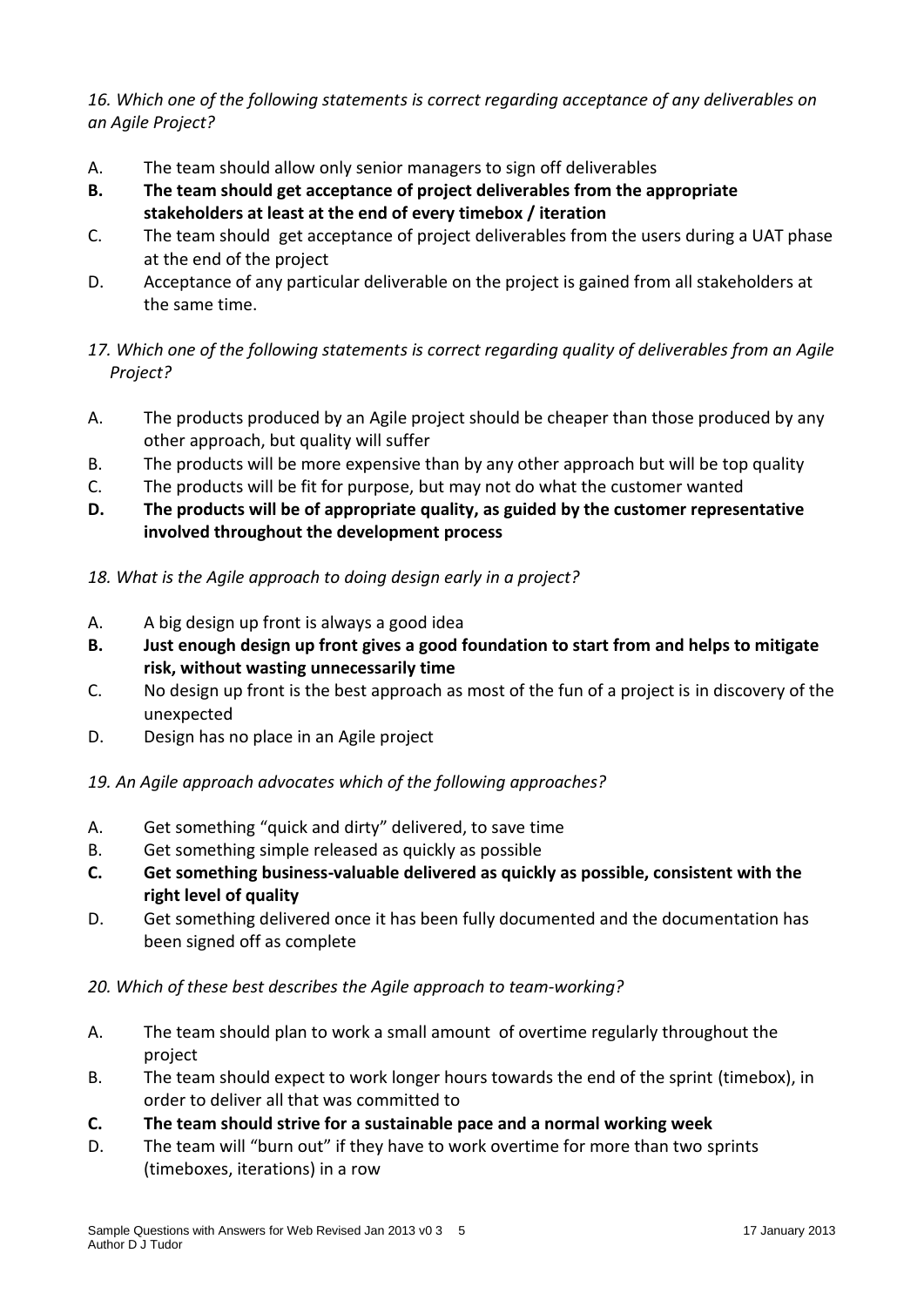*16. Which one of the following statements is correct regarding acceptance of any deliverables on an Agile Project?*

A. The team should allow only senior managers to sign off deliverables

**B. The team should get acceptance of project deliverables from the appropriate stakeholders at least at the end of every timebox / iteration**

C. The team should get acceptance of project deliverables from the users during a UAT phase at the end of the project

D. Acceptance of any particular deliverable on the project is gained from all stakeholders at the same time.

*17. Which one of the following statements is correct regarding quality of deliverables from an Agile Project?*

A. The products produced by an Agile project should be cheaper than those produced by any other approach, but quality will suffer

B. The products will be more expensive than by any other approach but will be top quality

C. The products will be fit for purpose, but may not do what the customer wanted

**D. The products will be of appropriate quality, as guided by the customer representative involved throughout the development process**

*18. What is the Agile approach to doing design early in a project?*

A. A big design up front is always a good idea

**B. Just enough design up front gives a good foundation to start from and helps to mitigate risk, without wasting unnecessarily time**

C. No design up front is the best approach as most of the fun of a project is in discovery of the unexpected

D. Design has no place in an Agile project

*19. An Agile approach advocates which of the following approaches?*

A. Get something "quick and dirty" delivered, to save time

B. Get something simple released as quickly as possible

**C. Get something business-valuable delivered as quickly as possible, consistent with the right level of quality**

D. Get something delivered once it has been fully documented and the documentation has been signed off as complete

*20. Which of these best describes the Agile approach to team-working?*

A. The team should plan to work a small amount of overtime regularly throughout the project

B. The team should expect to work longer hours towards the end of the sprint (timebox), in order to deliver all that was committed to

**C. The team should strive for a sustainable pace and a normal working week**

D. The team will "burn out" if they have to work overtime for more than two sprints (timeboxes, iterations) in a row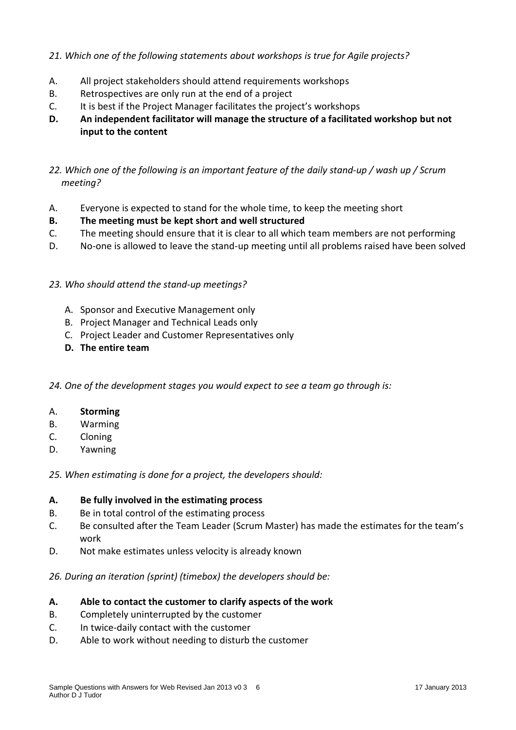*21. Which one of the following statements about workshops is true for Agile projects?*

A. All project stakeholders should attend requirements workshops
B. Retrospectives are only run at the end of a project
C. It is best if the Project Manager facilitates the project's workshops
**D. An independent facilitator will manage the structure of a facilitated workshop but not input to the content**

*22. Which one of the following is an important feature of the daily stand-up / wash up / Scrum meeting?*

A. Everyone is expected to stand for the whole time, to keep the meeting short
**B. The meeting must be kept short and well structured**
C. The meeting should ensure that it is clear to all which team members are not performing
D. No-one is allowed to leave the stand-up meeting until all problems raised have been solved

*23. Who should attend the stand-up meetings?*

A. Sponsor and Executive Management only
B. Project Manager and Technical Leads only
C. Project Leader and Customer Representatives only
**D. The entire team**

*24. One of the development stages you would expect to see a team go through is:*

A. **Storming**
B. Warming
C. Cloning
D. Yawning

*25. When estimating is done for a project, the developers should:*

**A. Be fully involved in the estimating process**
B. Be in total control of the estimating process
C. Be consulted after the Team Leader (Scrum Master) has made the estimates for the team's work
D. Not make estimates unless velocity is already known

*26. During an iteration (sprint) (timebox) the developers should be:*

**A. Able to contact the customer to clarify aspects of the work**
B. Completely uninterrupted by the customer
C. In twice-daily contact with the customer
D. Able to work without needing to disturb the customer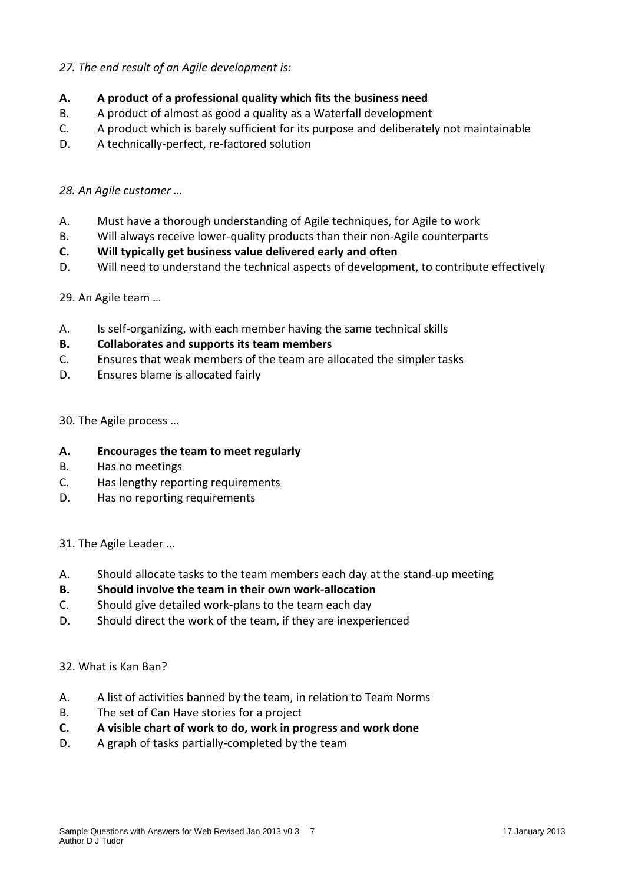*27. The end result of an Agile development is:*

**A. A product of a professional quality which fits the business need**
B. A product of almost as good a quality as a Waterfall development
C. A product which is barely sufficient for its purpose and deliberately not maintainable
D. A technically-perfect, re-factored solution

*28. An Agile customer …*

A. Must have a thorough understanding of Agile techniques, for Agile to work
B. Will always receive lower-quality products than their non-Agile counterparts
**C. Will typically get business value delivered early and often**
D. Will need to understand the technical aspects of development, to contribute effectively

29. An Agile team …

A. Is self-organizing, with each member having the same technical skills
**B. Collaborates and supports its team members**
C. Ensures that weak members of the team are allocated the simpler tasks
D. Ensures blame is allocated fairly

30. The Agile process …

**A. Encourages the team to meet regularly**
B. Has no meetings
C. Has lengthy reporting requirements
D. Has no reporting requirements

31. The Agile Leader …

A. Should allocate tasks to the team members each day at the stand-up meeting
**B. Should involve the team in their own work-allocation**
C. Should give detailed work-plans to the team each day
D. Should direct the work of the team, if they are inexperienced

32. What is Kan Ban?

A. A list of activities banned by the team, in relation to Team Norms
B. The set of Can Have stories for a project
**C. A visible chart of work to do, work in progress and work done**
D. A graph of tasks partially-completed by the team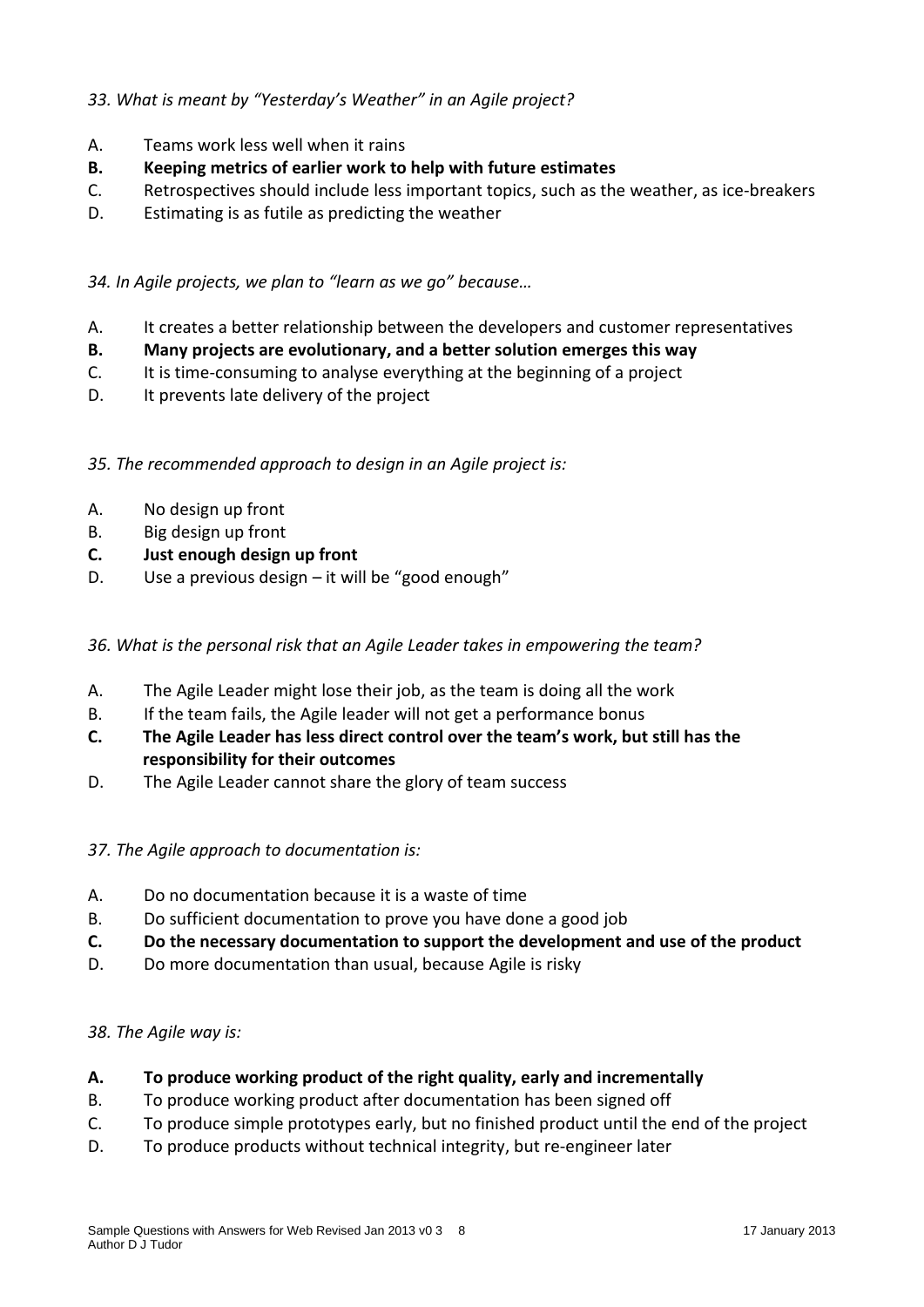*33. What is meant by “Yesterday’s Weather” in an Agile project?*

A. Teams work less well when it rains

**B. Keeping metrics of earlier work to help with future estimates**

C. Retrospectives should include less important topics, such as the weather, as ice-breakers

D. Estimating is as futile as predicting the weather

*34. In Agile projects, we plan to “learn as we go” because…*

A. It creates a better relationship between the developers and customer representatives

**B. Many projects are evolutionary, and a better solution emerges this way**

C. It is time-consuming to analyse everything at the beginning of a project

D. It prevents late delivery of the project

*35. The recommended approach to design in an Agile project is:*

A. No design up front

B. Big design up front

**C. Just enough design up front**

D. Use a previous design – it will be “good enough”

*36. What is the personal risk that an Agile Leader takes in empowering the team?*

A. The Agile Leader might lose their job, as the team is doing all the work

B. If the team fails, the Agile leader will not get a performance bonus

**C. The Agile Leader has less direct control over the team’s work, but still has the responsibility for their outcomes**

D. The Agile Leader cannot share the glory of team success

*37. The Agile approach to documentation is:*

A. Do no documentation because it is a waste of time

B. Do sufficient documentation to prove you have done a good job

**C. Do the necessary documentation to support the development and use of the product**

D. Do more documentation than usual, because Agile is risky

*38. The Agile way is:*

**A. To produce working product of the right quality, early and incrementally**

B. To produce working product after documentation has been signed off

C. To produce simple prototypes early, but no finished product until the end of the project

D. To produce products without technical integrity, but re-engineer later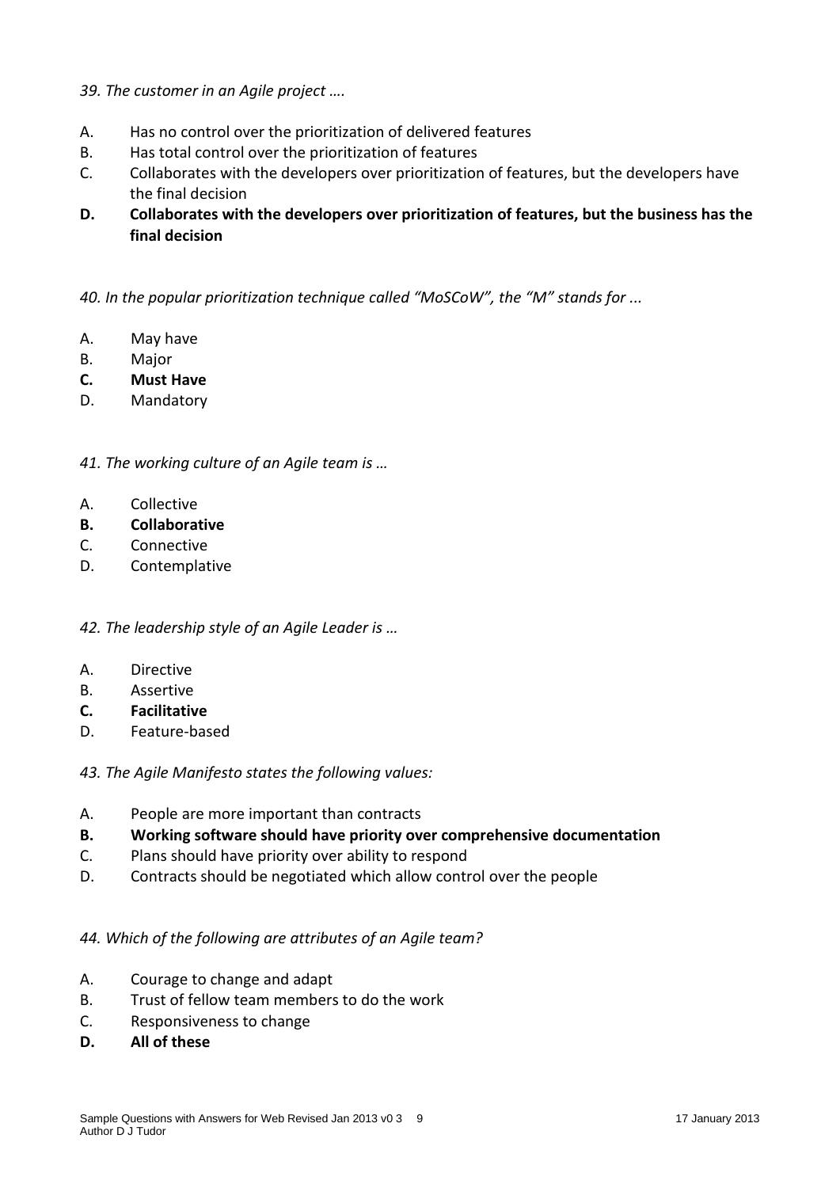*39. The customer in an Agile project ….*

A. Has no control over the prioritization of delivered features
B. Has total control over the prioritization of features
C. Collaborates with the developers over prioritization of features, but the developers have the final decision
**D. Collaborates with the developers over prioritization of features, but the business has the final decision**

*40. In the popular prioritization technique called "MoSCoW", the "M" stands for ...*

A. May have
B. Major
**C. Must Have**
D. Mandatory

*41. The working culture of an Agile team is …*

A. Collective
**B. Collaborative**
C. Connective
D. Contemplative

*42. The leadership style of an Agile Leader is …*

A. Directive
B. Assertive
**C. Facilitative**
D. Feature-based

*43. The Agile Manifesto states the following values:*

A. People are more important than contracts
**B. Working software should have priority over comprehensive documentation**
C. Plans should have priority over ability to respond
D. Contracts should be negotiated which allow control over the people

*44. Which of the following are attributes of an Agile team?*

A. Courage to change and adapt
B. Trust of fellow team members to do the work
C. Responsiveness to change
**D. All of these**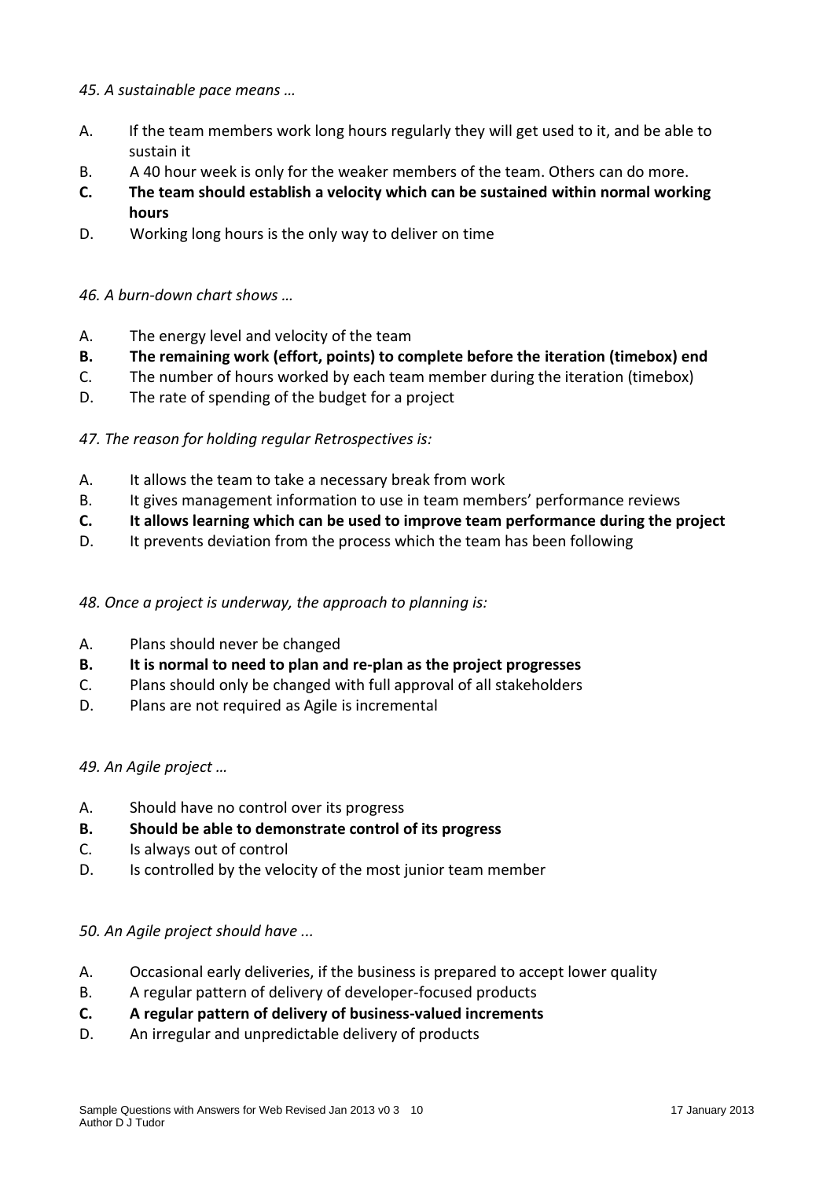*45. A sustainable pace means …*

A. If the team members work long hours regularly they will get used to it, and be able to sustain it
B. A 40 hour week is only for the weaker members of the team. Others can do more.
**C. The team should establish a velocity which can be sustained within normal working hours**
D. Working long hours is the only way to deliver on time

*46. A burn-down chart shows …*

A. The energy level and velocity of the team
**B. The remaining work (effort, points) to complete before the iteration (timebox) end**
C. The number of hours worked by each team member during the iteration (timebox)
D. The rate of spending of the budget for a project

*47. The reason for holding regular Retrospectives is:*

A. It allows the team to take a necessary break from work
B. It gives management information to use in team members' performance reviews
**C. It allows learning which can be used to improve team performance during the project**
D. It prevents deviation from the process which the team has been following

*48. Once a project is underway, the approach to planning is:*

A. Plans should never be changed
**B. It is normal to need to plan and re-plan as the project progresses**
C. Plans should only be changed with full approval of all stakeholders
D. Plans are not required as Agile is incremental

*49. An Agile project …*

A. Should have no control over its progress
**B. Should be able to demonstrate control of its progress**
C. Is always out of control
D. Is controlled by the velocity of the most junior team member

*50. An Agile project should have ...*

A. Occasional early deliveries, if the business is prepared to accept lower quality
B. A regular pattern of delivery of developer-focused products
**C. A regular pattern of delivery of business-valued increments**
D. An irregular and unpredictable delivery of products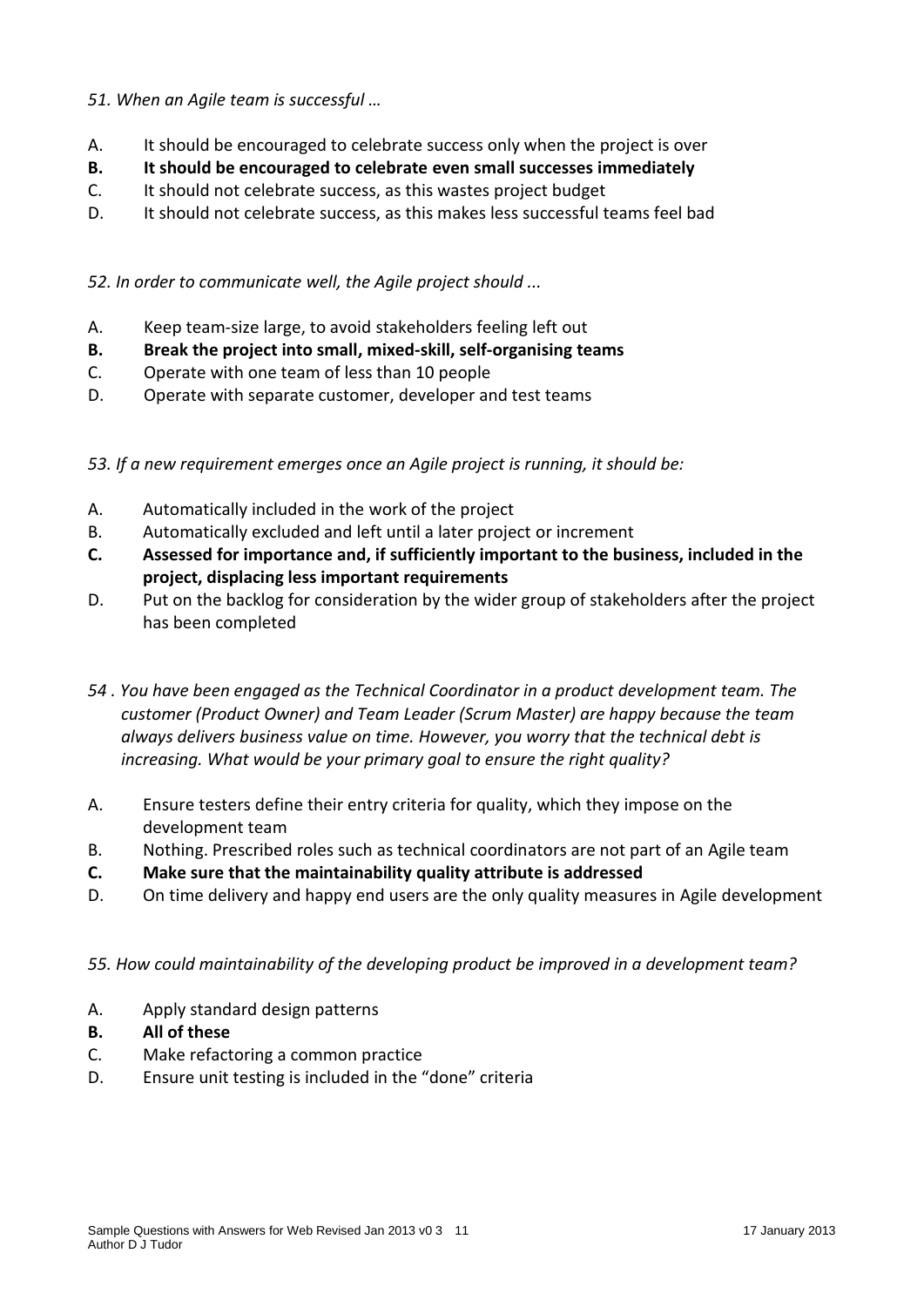*51. When an Agile team is successful …*

A. It should be encouraged to celebrate success only when the project is over
**B. It should be encouraged to celebrate even small successes immediately**
C. It should not celebrate success, as this wastes project budget
D. It should not celebrate success, as this makes less successful teams feel bad

*52. In order to communicate well, the Agile project should ...*

A. Keep team-size large, to avoid stakeholders feeling left out
**B. Break the project into small, mixed-skill, self-organising teams**
C. Operate with one team of less than 10 people
D. Operate with separate customer, developer and test teams

*53. If a new requirement emerges once an Agile project is running, it should be:*

A. Automatically included in the work of the project
B. Automatically excluded and left until a later project or increment
**C. Assessed for importance and, if sufficiently important to the business, included in the project, displacing less important requirements**
D. Put on the backlog for consideration by the wider group of stakeholders after the project has been completed

*54 . You have been engaged as the Technical Coordinator in a product development team. The customer (Product Owner) and Team Leader (Scrum Master) are happy because the team always delivers business value on time. However, you worry that the technical debt is increasing. What would be your primary goal to ensure the right quality?*

A. Ensure testers define their entry criteria for quality, which they impose on the development team
B. Nothing. Prescribed roles such as technical coordinators are not part of an Agile team
**C. Make sure that the maintainability quality attribute is addressed**
D. On time delivery and happy end users are the only quality measures in Agile development

*55. How could maintainability of the developing product be improved in a development team?*

A. Apply standard design patterns
**B. All of these**
C. Make refactoring a common practice
D. Ensure unit testing is included in the "done" criteria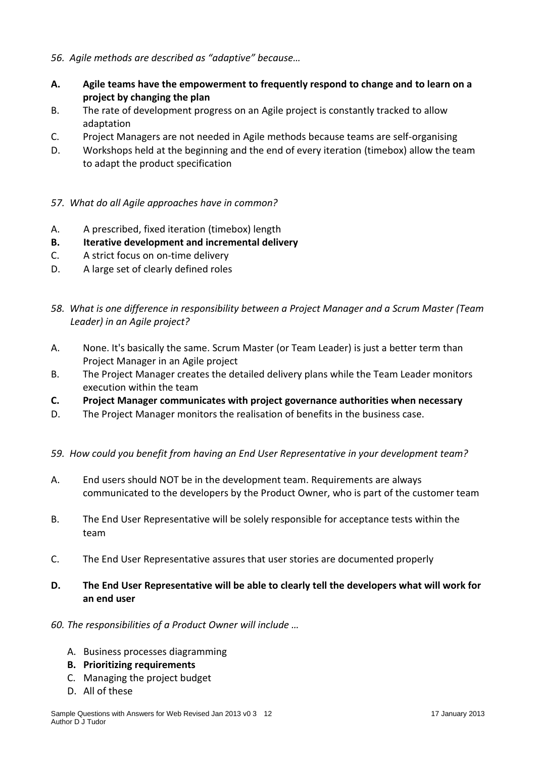*56. Agile methods are described as “adaptive” because…*

**A. Agile teams have the empowerment to frequently respond to change and to learn on a project by changing the plan**

B. The rate of development progress on an Agile project is constantly tracked to allow adaptation

C. Project Managers are not needed in Agile methods because teams are self-organising

D. Workshops held at the beginning and the end of every iteration (timebox) allow the team to adapt the product specification

*57. What do all Agile approaches have in common?*

A. A prescribed, fixed iteration (timebox) length

**B. Iterative development and incremental delivery**

C. A strict focus on on-time delivery

D. A large set of clearly defined roles

*58. What is one difference in responsibility between a Project Manager and a Scrum Master (Team Leader) in an Agile project?*

A. None. It's basically the same. Scrum Master (or Team Leader) is just a better term than Project Manager in an Agile project

B. The Project Manager creates the detailed delivery plans while the Team Leader monitors execution within the team

**C. Project Manager communicates with project governance authorities when necessary**

D. The Project Manager monitors the realisation of benefits in the business case.

*59. How could you benefit from having an End User Representative in your development team?*

A. End users should NOT be in the development team. Requirements are always communicated to the developers by the Product Owner, who is part of the customer team

B. The End User Representative will be solely responsible for acceptance tests within the team

C. The End User Representative assures that user stories are documented properly

**D. The End User Representative will be able to clearly tell the developers what will work for an end user**

*60. The responsibilities of a Product Owner will include …*

A. Business processes diagramming

**B. Prioritizing requirements**

C. Managing the project budget

D. All of these